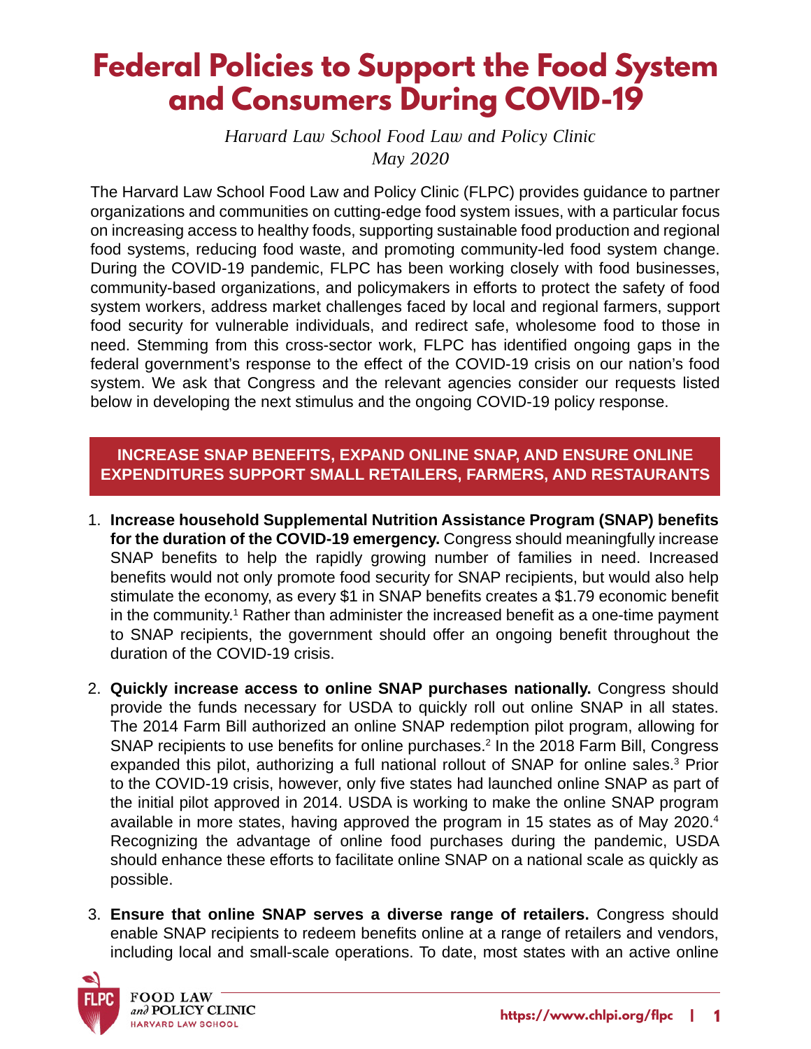# Federal Policies to Support the Food System and Consumers During COVID-19

*Harvard Law School Food Law and Policy Clinic*
*May 2020*

The Harvard Law School Food Law and Policy Clinic (FLPC) provides guidance to partner organizations and communities on cutting-edge food system issues, with a particular focus on increasing access to healthy foods, supporting sustainable food production and regional food systems, reducing food waste, and promoting community-led food system change. During the COVID-19 pandemic, FLPC has been working closely with food businesses, community-based organizations, and policymakers in efforts to protect the safety of food system workers, address market challenges faced by local and regional farmers, support food security for vulnerable individuals, and redirect safe, wholesome food to those in need. Stemming from this cross-sector work, FLPC has identified ongoing gaps in the federal government's response to the effect of the COVID-19 crisis on our nation's food system. We ask that Congress and the relevant agencies consider our requests listed below in developing the next stimulus and the ongoing COVID-19 policy response.

## INCREASE SNAP BENEFITS, EXPAND ONLINE SNAP, AND ENSURE ONLINE EXPENDITURES SUPPORT SMALL RETAILERS, FARMERS, AND RESTAURANTS

1. **Increase household Supplemental Nutrition Assistance Program (SNAP) benefits for the duration of the COVID-19 emergency.** Congress should meaningfully increase SNAP benefits to help the rapidly growing number of families in need. Increased benefits would not only promote food security for SNAP recipients, but would also help stimulate the economy, as every $1 in SNAP benefits creates a $1.79 economic benefit in the community.[1] Rather than administer the increased benefit as a one-time payment to SNAP recipients, the government should offer an ongoing benefit throughout the duration of the COVID-19 crisis.

2. **Quickly increase access to online SNAP purchases nationally.** Congress should provide the funds necessary for USDA to quickly roll out online SNAP in all states. The 2014 Farm Bill authorized an online SNAP redemption pilot program, allowing for SNAP recipients to use benefits for online purchases.[2] In the 2018 Farm Bill, Congress expanded this pilot, authorizing a full national rollout of SNAP for online sales.[3] Prior to the COVID-19 crisis, however, only five states had launched online SNAP as part of the initial pilot approved in 2014. USDA is working to make the online SNAP program available in more states, having approved the program in 15 states as of May 2020.[4] Recognizing the advantage of online food purchases during the pandemic, USDA should enhance these efforts to facilitate online SNAP on a national scale as quickly as possible.

3. **Ensure that online SNAP serves a diverse range of retailers.** Congress should enable SNAP recipients to redeem benefits online at a range of retailers and vendors, including local and small-scale operations. To date, most states with an active online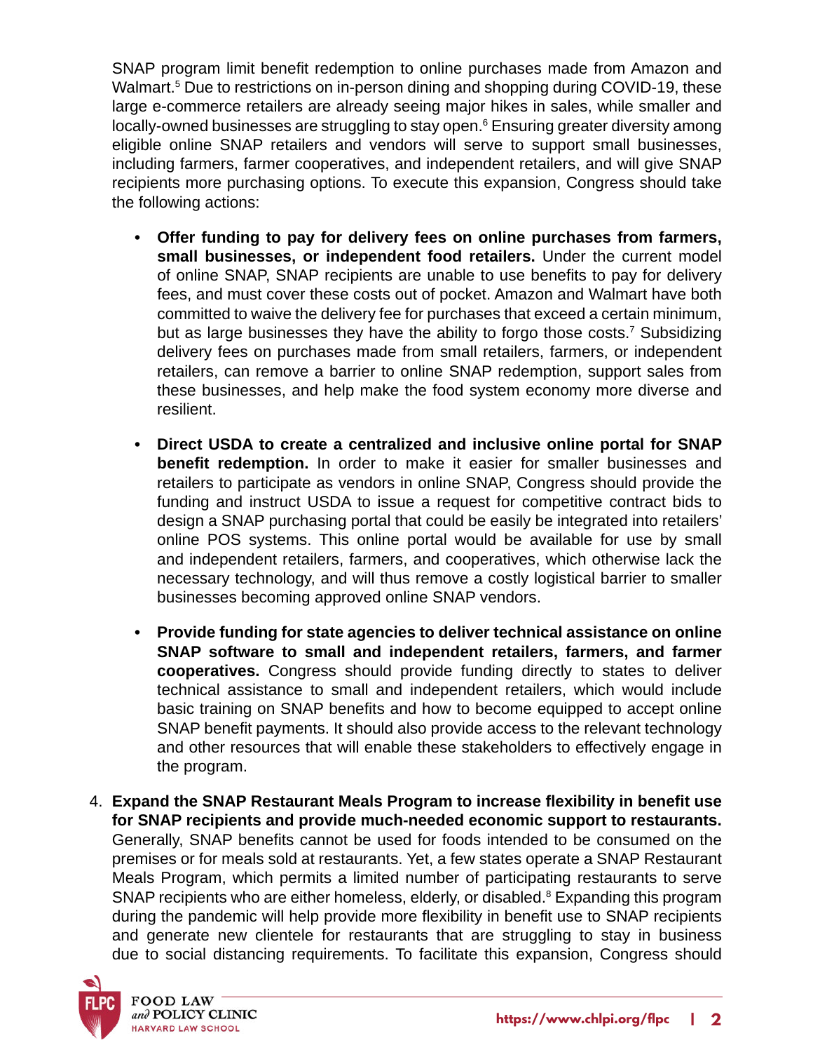SNAP program limit benefit redemption to online purchases made from Amazon and Walmart.[5] Due to restrictions on in-person dining and shopping during COVID-19, these large e-commerce retailers are already seeing major hikes in sales, while smaller and locally-owned businesses are struggling to stay open.[6] Ensuring greater diversity among eligible online SNAP retailers and vendors will serve to support small businesses, including farmers, farmer cooperatives, and independent retailers, and will give SNAP recipients more purchasing options. To execute this expansion, Congress should take the following actions:

- **Offer funding to pay for delivery fees on online purchases from farmers, small businesses, or independent food retailers.** Under the current model of online SNAP, SNAP recipients are unable to use benefits to pay for delivery fees, and must cover these costs out of pocket. Amazon and Walmart have both committed to waive the delivery fee for purchases that exceed a certain minimum, but as large businesses they have the ability to forgo those costs.[7] Subsidizing delivery fees on purchases made from small retailers, farmers, or independent retailers, can remove a barrier to online SNAP redemption, support sales from these businesses, and help make the food system economy more diverse and resilient.

- **Direct USDA to create a centralized and inclusive online portal for SNAP benefit redemption.** In order to make it easier for smaller businesses and retailers to participate as vendors in online SNAP, Congress should provide the funding and instruct USDA to issue a request for competitive contract bids to design a SNAP purchasing portal that could be easily be integrated into retailers' online POS systems. This online portal would be available for use by small and independent retailers, farmers, and cooperatives, which otherwise lack the necessary technology, and will thus remove a costly logistical barrier to smaller businesses becoming approved online SNAP vendors.

- **Provide funding for state agencies to deliver technical assistance on online SNAP software to small and independent retailers, farmers, and farmer cooperatives.** Congress should provide funding directly to states to deliver technical assistance to small and independent retailers, which would include basic training on SNAP benefits and how to become equipped to accept online SNAP benefit payments. It should also provide access to the relevant technology and other resources that will enable these stakeholders to effectively engage in the program.

4. **Expand the SNAP Restaurant Meals Program to increase flexibility in benefit use for SNAP recipients and provide much-needed economic support to restaurants.** Generally, SNAP benefits cannot be used for foods intended to be consumed on the premises or for meals sold at restaurants. Yet, a few states operate a SNAP Restaurant Meals Program, which permits a limited number of participating restaurants to serve SNAP recipients who are either homeless, elderly, or disabled.[8] Expanding this program during the pandemic will help provide more flexibility in benefit use to SNAP recipients and generate new clientele for restaurants that are struggling to stay in business due to social distancing requirements. To facilitate this expansion, Congress should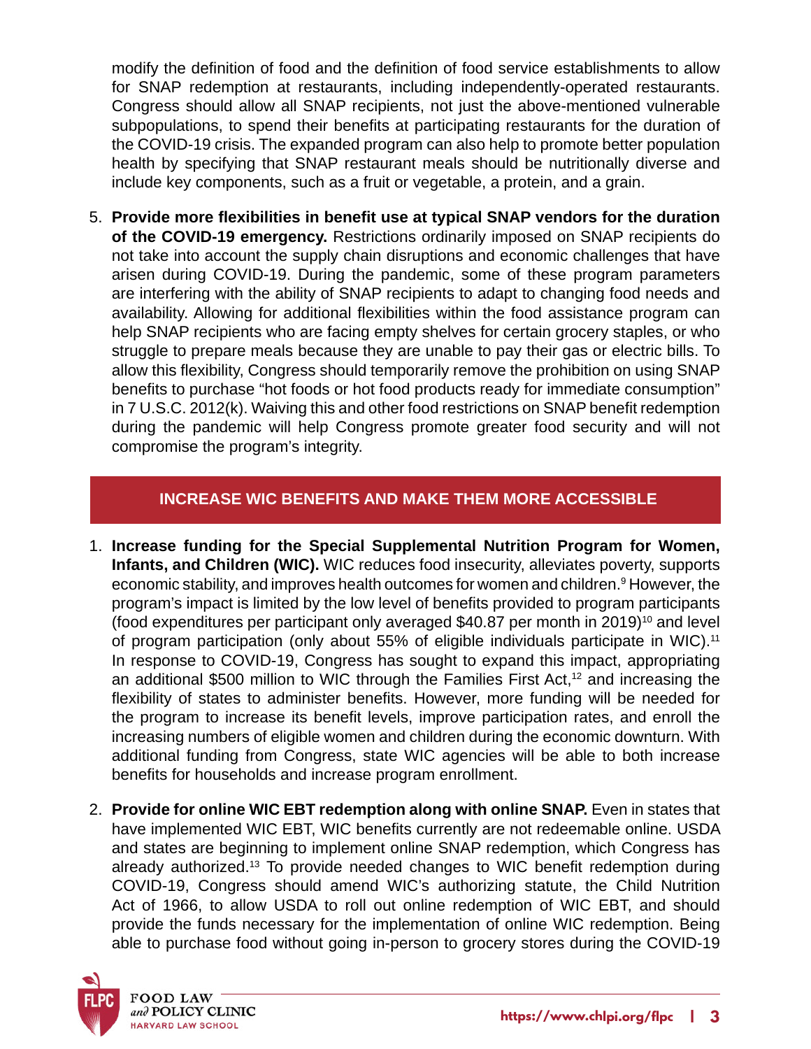modify the definition of food and the definition of food service establishments to allow for SNAP redemption at restaurants, including independently-operated restaurants. Congress should allow all SNAP recipients, not just the above-mentioned vulnerable subpopulations, to spend their benefits at participating restaurants for the duration of the COVID-19 crisis. The expanded program can also help to promote better population health by specifying that SNAP restaurant meals should be nutritionally diverse and include key components, such as a fruit or vegetable, a protein, and a grain.

5. **Provide more flexibilities in benefit use at typical SNAP vendors for the duration of the COVID-19 emergency.** Restrictions ordinarily imposed on SNAP recipients do not take into account the supply chain disruptions and economic challenges that have arisen during COVID-19. During the pandemic, some of these program parameters are interfering with the ability of SNAP recipients to adapt to changing food needs and availability. Allowing for additional flexibilities within the food assistance program can help SNAP recipients who are facing empty shelves for certain grocery staples, or who struggle to prepare meals because they are unable to pay their gas or electric bills. To allow this flexibility, Congress should temporarily remove the prohibition on using SNAP benefits to purchase "hot foods or hot food products ready for immediate consumption" in 7 U.S.C. 2012(k). Waiving this and other food restrictions on SNAP benefit redemption during the pandemic will help Congress promote greater food security and will not compromise the program's integrity.

## INCREASE WIC BENEFITS AND MAKE THEM MORE ACCESSIBLE

1. **Increase funding for the Special Supplemental Nutrition Program for Women, Infants, and Children (WIC).** WIC reduces food insecurity, alleviates poverty, supports economic stability, and improves health outcomes for women and children.[9] However, the program's impact is limited by the low level of benefits provided to program participants (food expenditures per participant only averaged $40.87 per month in 2019)[10] and level of program participation (only about 55% of eligible individuals participate in WIC).[11] In response to COVID-19, Congress has sought to expand this impact, appropriating an additional $500 million to WIC through the Families First Act,[12] and increasing the flexibility of states to administer benefits. However, more funding will be needed for the program to increase its benefit levels, improve participation rates, and enroll the increasing numbers of eligible women and children during the economic downturn. With additional funding from Congress, state WIC agencies will be able to both increase benefits for households and increase program enrollment.

2. **Provide for online WIC EBT redemption along with online SNAP.** Even in states that have implemented WIC EBT, WIC benefits currently are not redeemable online. USDA and states are beginning to implement online SNAP redemption, which Congress has already authorized.[13] To provide needed changes to WIC benefit redemption during COVID-19, Congress should amend WIC's authorizing statute, the Child Nutrition Act of 1966, to allow USDA to roll out online redemption of WIC EBT, and should provide the funds necessary for the implementation of online WIC redemption. Being able to purchase food without going in-person to grocery stores during the COVID-19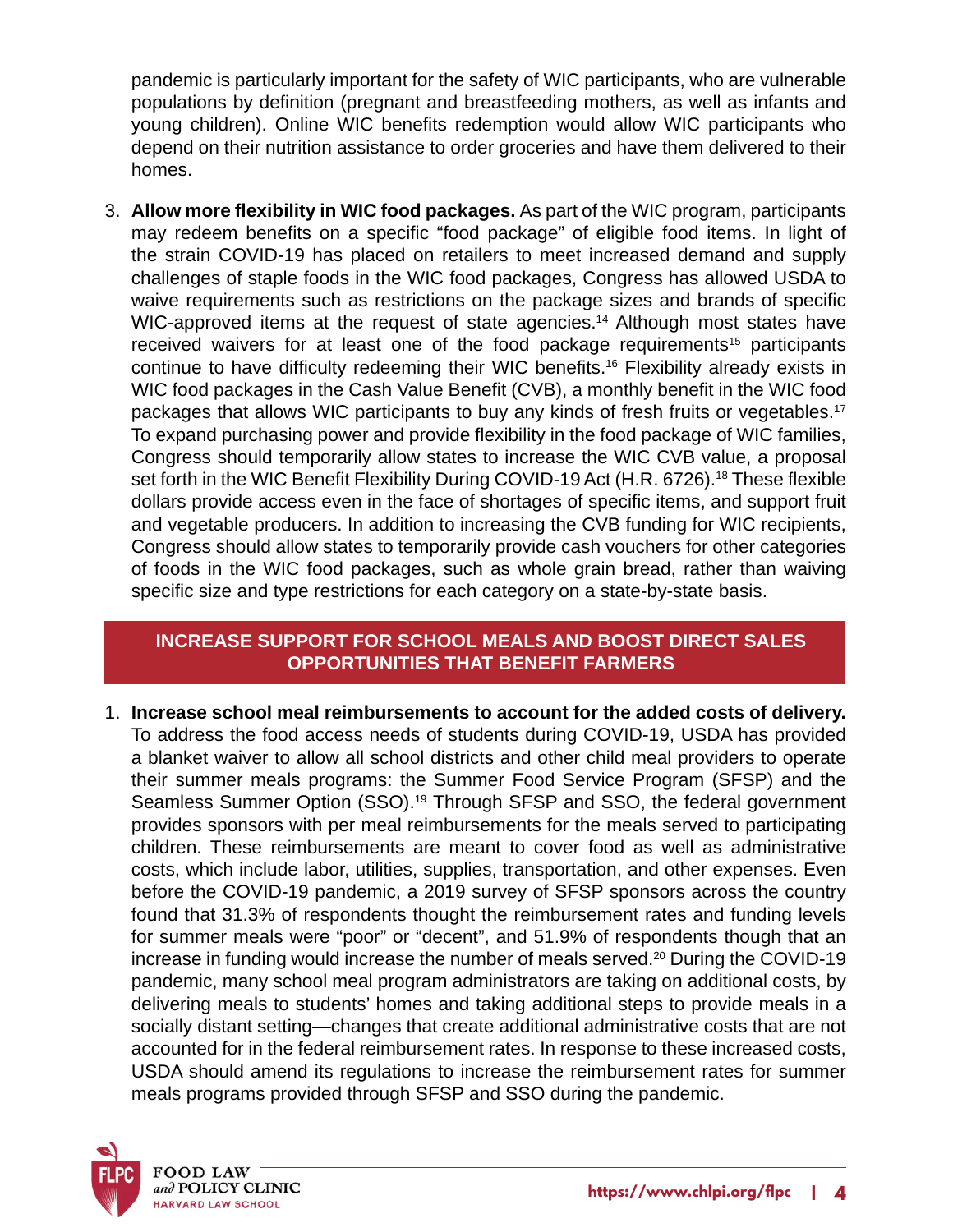pandemic is particularly important for the safety of WIC participants, who are vulnerable populations by definition (pregnant and breastfeeding mothers, as well as infants and young children). Online WIC benefits redemption would allow WIC participants who depend on their nutrition assistance to order groceries and have them delivered to their homes.

3. **Allow more flexibility in WIC food packages.** As part of the WIC program, participants may redeem benefits on a specific "food package" of eligible food items. In light of the strain COVID-19 has placed on retailers to meet increased demand and supply challenges of staple foods in the WIC food packages, Congress has allowed USDA to waive requirements such as restrictions on the package sizes and brands of specific WIC-approved items at the request of state agencies.[14] Although most states have received waivers for at least one of the food package requirements[15] participants continue to have difficulty redeeming their WIC benefits.[16] Flexibility already exists in WIC food packages in the Cash Value Benefit (CVB), a monthly benefit in the WIC food packages that allows WIC participants to buy any kinds of fresh fruits or vegetables.[17] To expand purchasing power and provide flexibility in the food package of WIC families, Congress should temporarily allow states to increase the WIC CVB value, a proposal set forth in the WIC Benefit Flexibility During COVID-19 Act (H.R. 6726).[18] These flexible dollars provide access even in the face of shortages of specific items, and support fruit and vegetable producers. In addition to increasing the CVB funding for WIC recipients, Congress should allow states to temporarily provide cash vouchers for other categories of foods in the WIC food packages, such as whole grain bread, rather than waiving specific size and type restrictions for each category on a state-by-state basis.

## INCREASE SUPPORT FOR SCHOOL MEALS AND BOOST DIRECT SALES OPPORTUNITIES THAT BENEFIT FARMERS

1. **Increase school meal reimbursements to account for the added costs of delivery.** To address the food access needs of students during COVID-19, USDA has provided a blanket waiver to allow all school districts and other child meal providers to operate their summer meals programs: the Summer Food Service Program (SFSP) and the Seamless Summer Option (SSO).[19] Through SFSP and SSO, the federal government provides sponsors with per meal reimbursements for the meals served to participating children. These reimbursements are meant to cover food as well as administrative costs, which include labor, utilities, supplies, transportation, and other expenses. Even before the COVID-19 pandemic, a 2019 survey of SFSP sponsors across the country found that 31.3% of respondents thought the reimbursement rates and funding levels for summer meals were "poor" or "decent", and 51.9% of respondents though that an increase in funding would increase the number of meals served.[20] During the COVID-19 pandemic, many school meal program administrators are taking on additional costs, by delivering meals to students' homes and taking additional steps to provide meals in a socially distant setting—changes that create additional administrative costs that are not accounted for in the federal reimbursement rates. In response to these increased costs, USDA should amend its regulations to increase the reimbursement rates for summer meals programs provided through SFSP and SSO during the pandemic.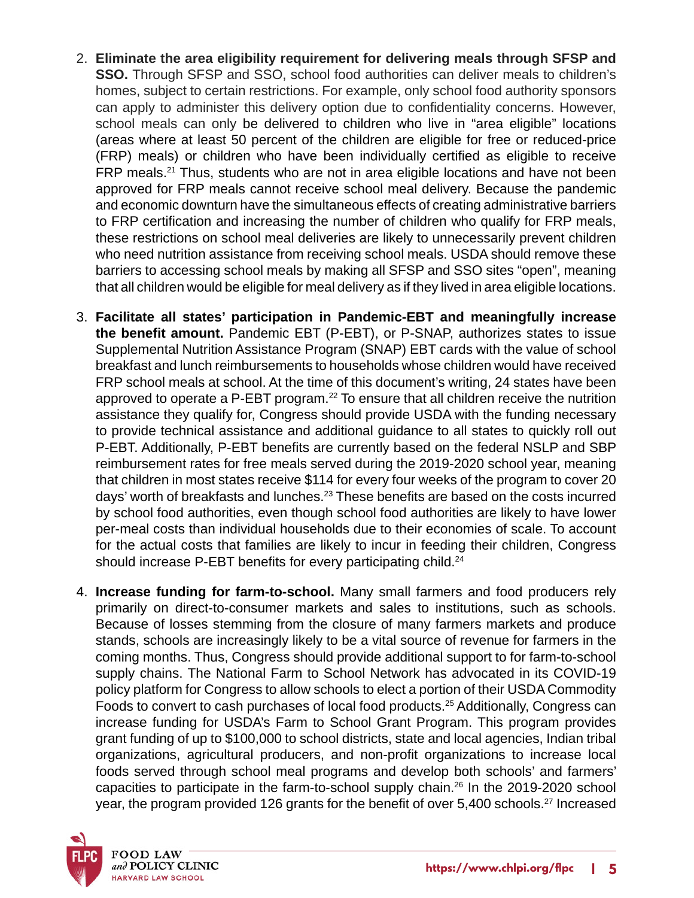2. **Eliminate the area eligibility requirement for delivering meals through SFSP and SSO.** Through SFSP and SSO, school food authorities can deliver meals to children's homes, subject to certain restrictions. For example, only school food authority sponsors can apply to administer this delivery option due to confidentiality concerns. However, school meals can only be delivered to children who live in "area eligible" locations (areas where at least 50 percent of the children are eligible for free or reduced-price (FRP) meals) or children who have been individually certified as eligible to receive FRP meals.[21] Thus, students who are not in area eligible locations and have not been approved for FRP meals cannot receive school meal delivery. Because the pandemic and economic downturn have the simultaneous effects of creating administrative barriers to FRP certification and increasing the number of children who qualify for FRP meals, these restrictions on school meal deliveries are likely to unnecessarily prevent children who need nutrition assistance from receiving school meals. USDA should remove these barriers to accessing school meals by making all SFSP and SSO sites "open", meaning that all children would be eligible for meal delivery as if they lived in area eligible locations.

3. **Facilitate all states' participation in Pandemic-EBT and meaningfully increase the benefit amount.** Pandemic EBT (P-EBT), or P-SNAP, authorizes states to issue Supplemental Nutrition Assistance Program (SNAP) EBT cards with the value of school breakfast and lunch reimbursements to households whose children would have received FRP school meals at school. At the time of this document's writing, 24 states have been approved to operate a P-EBT program.[22] To ensure that all children receive the nutrition assistance they qualify for, Congress should provide USDA with the funding necessary to provide technical assistance and additional guidance to all states to quickly roll out P-EBT. Additionally, P-EBT benefits are currently based on the federal NSLP and SBP reimbursement rates for free meals served during the 2019-2020 school year, meaning that children in most states receive $114 for every four weeks of the program to cover 20 days' worth of breakfasts and lunches.[23] These benefits are based on the costs incurred by school food authorities, even though school food authorities are likely to have lower per-meal costs than individual households due to their economies of scale. To account for the actual costs that families are likely to incur in feeding their children, Congress should increase P-EBT benefits for every participating child.[24]

4. **Increase funding for farm-to-school.** Many small farmers and food producers rely primarily on direct-to-consumer markets and sales to institutions, such as schools. Because of losses stemming from the closure of many farmers markets and produce stands, schools are increasingly likely to be a vital source of revenue for farmers in the coming months. Thus, Congress should provide additional support to for farm-to-school supply chains. The National Farm to School Network has advocated in its COVID-19 policy platform for Congress to allow schools to elect a portion of their USDA Commodity Foods to convert to cash purchases of local food products.[25] Additionally, Congress can increase funding for USDA's Farm to School Grant Program. This program provides grant funding of up to $100,000 to school districts, state and local agencies, Indian tribal organizations, agricultural producers, and non-profit organizations to increase local foods served through school meal programs and develop both schools' and farmers' capacities to participate in the farm-to-school supply chain.[26] In the 2019-2020 school year, the program provided 126 grants for the benefit of over 5,400 schools.[27] Increased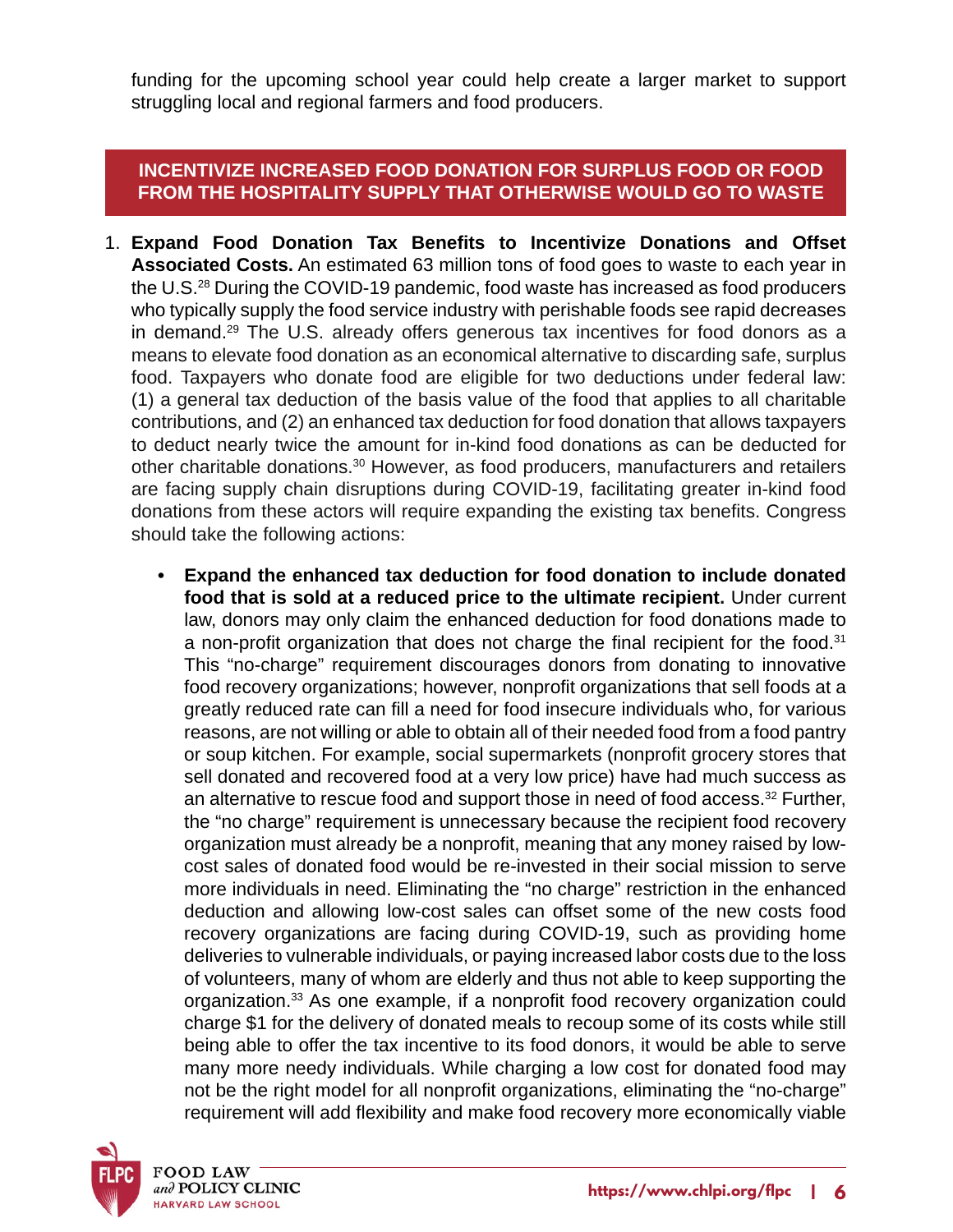funding for the upcoming school year could help create a larger market to support struggling local and regional farmers and food producers.

## INCENTIVIZE INCREASED FOOD DONATION FOR SURPLUS FOOD OR FOOD FROM THE HOSPITALITY SUPPLY THAT OTHERWISE WOULD GO TO WASTE

1. **Expand Food Donation Tax Benefits to Incentivize Donations and Offset Associated Costs.** An estimated 63 million tons of food goes to waste to each year in the U.S.[28] During the COVID-19 pandemic, food waste has increased as food producers who typically supply the food service industry with perishable foods see rapid decreases in demand.[29] The U.S. already offers generous tax incentives for food donors as a means to elevate food donation as an economical alternative to discarding safe, surplus food. Taxpayers who donate food are eligible for two deductions under federal law: (1) a general tax deduction of the basis value of the food that applies to all charitable contributions, and (2) an enhanced tax deduction for food donation that allows taxpayers to deduct nearly twice the amount for in-kind food donations as can be deducted for other charitable donations.[30] However, as food producers, manufacturers and retailers are facing supply chain disruptions during COVID-19, facilitating greater in-kind food donations from these actors will require expanding the existing tax benefits. Congress should take the following actions:

    - **Expand the enhanced tax deduction for food donation to include donated food that is sold at a reduced price to the ultimate recipient.** Under current law, donors may only claim the enhanced deduction for food donations made to a non-profit organization that does not charge the final recipient for the food.[31] This "no-charge" requirement discourages donors from donating to innovative food recovery organizations; however, nonprofit organizations that sell foods at a greatly reduced rate can fill a need for food insecure individuals who, for various reasons, are not willing or able to obtain all of their needed food from a food pantry or soup kitchen. For example, social supermarkets (nonprofit grocery stores that sell donated and recovered food at a very low price) have had much success as an alternative to rescue food and support those in need of food access.[32] Further, the "no charge" requirement is unnecessary because the recipient food recovery organization must already be a nonprofit, meaning that any money raised by low-cost sales of donated food would be re-invested in their social mission to serve more individuals in need. Eliminating the "no charge" restriction in the enhanced deduction and allowing low-cost sales can offset some of the new costs food recovery organizations are facing during COVID-19, such as providing home deliveries to vulnerable individuals, or paying increased labor costs due to the loss of volunteers, many of whom are elderly and thus not able to keep supporting the organization.[33] As one example, if a nonprofit food recovery organization could charge $1 for the delivery of donated meals to recoup some of its costs while still being able to offer the tax incentive to its food donors, it would be able to serve many more needy individuals. While charging a low cost for donated food may not be the right model for all nonprofit organizations, eliminating the "no-charge" requirement will add flexibility and make food recovery more economically viable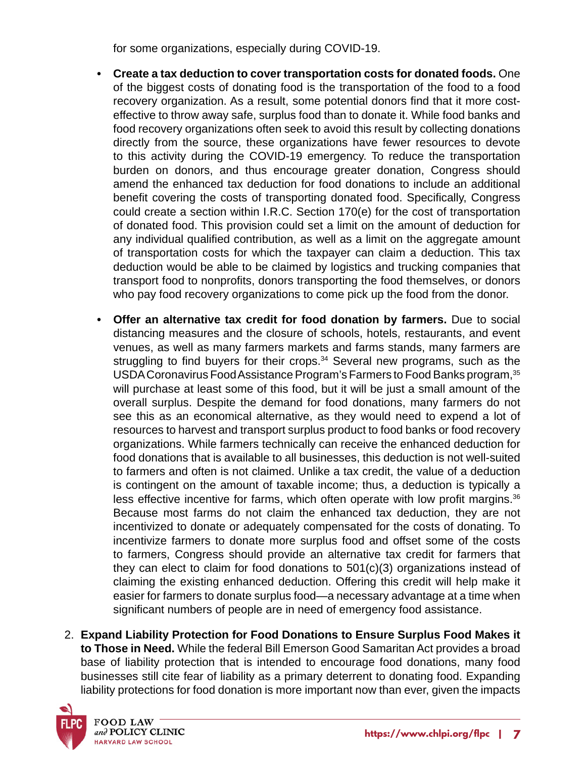for some organizations, especially during COVID-19.

- **Create a tax deduction to cover transportation costs for donated foods.** One of the biggest costs of donating food is the transportation of the food to a food recovery organization. As a result, some potential donors find that it more cost-effective to throw away safe, surplus food than to donate it. While food banks and food recovery organizations often seek to avoid this result by collecting donations directly from the source, these organizations have fewer resources to devote to this activity during the COVID-19 emergency. To reduce the transportation burden on donors, and thus encourage greater donation, Congress should amend the enhanced tax deduction for food donations to include an additional benefit covering the costs of transporting donated food. Specifically, Congress could create a section within I.R.C. Section 170(e) for the cost of transportation of donated food. This provision could set a limit on the amount of deduction for any individual qualified contribution, as well as a limit on the aggregate amount of transportation costs for which the taxpayer can claim a deduction. This tax deduction would be able to be claimed by logistics and trucking companies that transport food to nonprofits, donors transporting the food themselves, or donors who pay food recovery organizations to come pick up the food from the donor.

- **Offer an alternative tax credit for food donation by farmers.** Due to social distancing measures and the closure of schools, hotels, restaurants, and event venues, as well as many farmers markets and farms stands, many farmers are struggling to find buyers for their crops.[34] Several new programs, such as the USDA Coronavirus Food Assistance Program's Farmers to Food Banks program,[35] will purchase at least some of this food, but it will be just a small amount of the overall surplus. Despite the demand for food donations, many farmers do not see this as an economical alternative, as they would need to expend a lot of resources to harvest and transport surplus product to food banks or food recovery organizations. While farmers technically can receive the enhanced deduction for food donations that is available to all businesses, this deduction is not well-suited to farmers and often is not claimed. Unlike a tax credit, the value of a deduction is contingent on the amount of taxable income; thus, a deduction is typically a less effective incentive for farms, which often operate with low profit margins.[36] Because most farms do not claim the enhanced tax deduction, they are not incentivized to donate or adequately compensated for the costs of donating. To incentivize farmers to donate more surplus food and offset some of the costs to farmers, Congress should provide an alternative tax credit for farmers that they can elect to claim for food donations to 501(c)(3) organizations instead of claiming the existing enhanced deduction. Offering this credit will help make it easier for farmers to donate surplus food—a necessary advantage at a time when significant numbers of people are in need of emergency food assistance.

2. **Expand Liability Protection for Food Donations to Ensure Surplus Food Makes it to Those in Need.** While the federal Bill Emerson Good Samaritan Act provides a broad base of liability protection that is intended to encourage food donations, many food businesses still cite fear of liability as a primary deterrent to donating food. Expanding liability protections for food donation is more important now than ever, given the impacts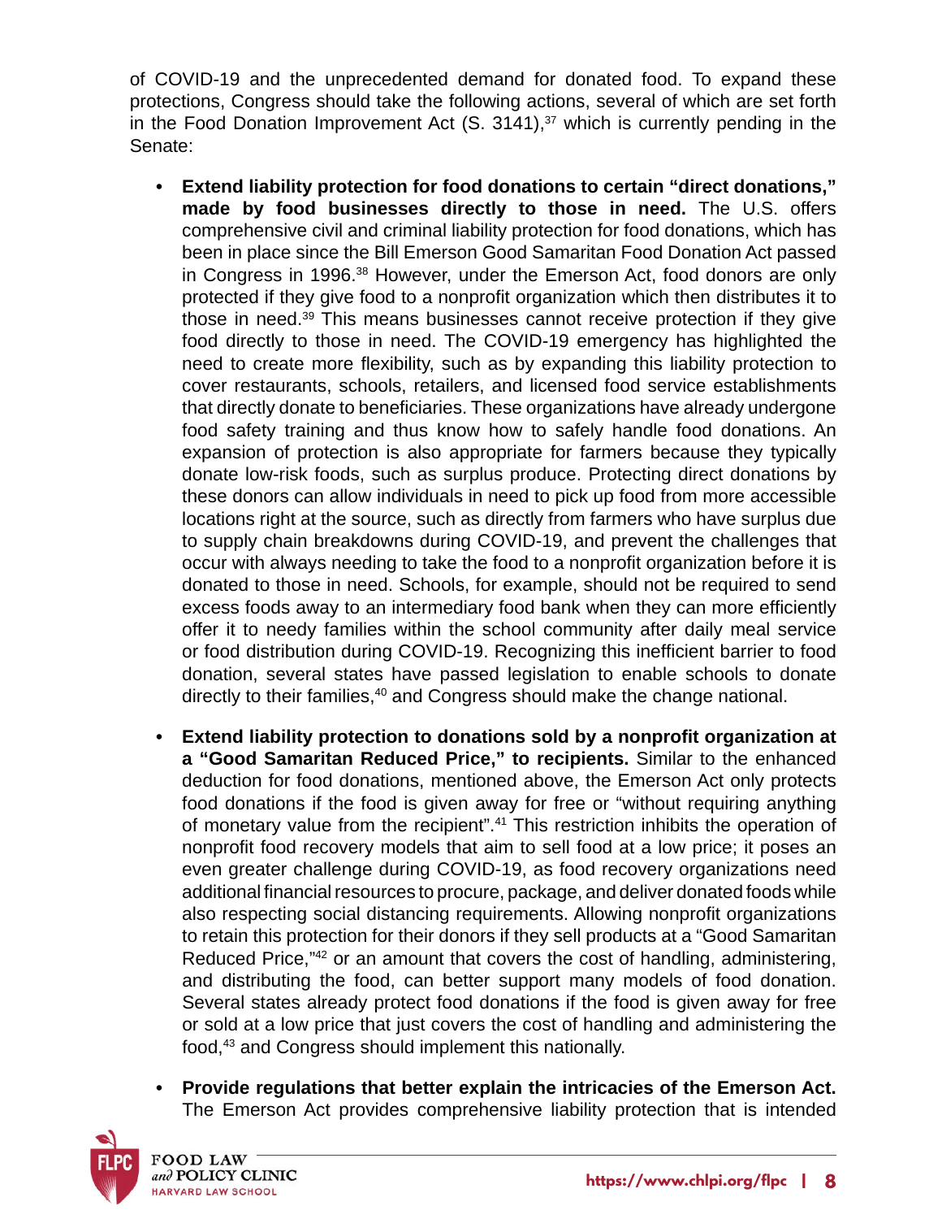of COVID-19 and the unprecedented demand for donated food. To expand these protections, Congress should take the following actions, several of which are set forth in the Food Donation Improvement Act (S. 3141),[37] which is currently pending in the Senate:

- **Extend liability protection for food donations to certain "direct donations," made by food businesses directly to those in need.** The U.S. offers comprehensive civil and criminal liability protection for food donations, which has been in place since the Bill Emerson Good Samaritan Food Donation Act passed in Congress in 1996.[38] However, under the Emerson Act, food donors are only protected if they give food to a nonprofit organization which then distributes it to those in need.[39] This means businesses cannot receive protection if they give food directly to those in need. The COVID-19 emergency has highlighted the need to create more flexibility, such as by expanding this liability protection to cover restaurants, schools, retailers, and licensed food service establishments that directly donate to beneficiaries. These organizations have already undergone food safety training and thus know how to safely handle food donations. An expansion of protection is also appropriate for farmers because they typically donate low-risk foods, such as surplus produce. Protecting direct donations by these donors can allow individuals in need to pick up food from more accessible locations right at the source, such as directly from farmers who have surplus due to supply chain breakdowns during COVID-19, and prevent the challenges that occur with always needing to take the food to a nonprofit organization before it is donated to those in need. Schools, for example, should not be required to send excess foods away to an intermediary food bank when they can more efficiently offer it to needy families within the school community after daily meal service or food distribution during COVID-19. Recognizing this inefficient barrier to food donation, several states have passed legislation to enable schools to donate directly to their families,[40] and Congress should make the change national.

- **Extend liability protection to donations sold by a nonprofit organization at a "Good Samaritan Reduced Price," to recipients.** Similar to the enhanced deduction for food donations, mentioned above, the Emerson Act only protects food donations if the food is given away for free or "without requiring anything of monetary value from the recipient".[41] This restriction inhibits the operation of nonprofit food recovery models that aim to sell food at a low price; it poses an even greater challenge during COVID-19, as food recovery organizations need additional financial resources to procure, package, and deliver donated foods while also respecting social distancing requirements. Allowing nonprofit organizations to retain this protection for their donors if they sell products at a "Good Samaritan Reduced Price,"[42] or an amount that covers the cost of handling, administering, and distributing the food, can better support many models of food donation. Several states already protect food donations if the food is given away for free or sold at a low price that just covers the cost of handling and administering the food,[43] and Congress should implement this nationally.

- **Provide regulations that better explain the intricacies of the Emerson Act.** The Emerson Act provides comprehensive liability protection that is intended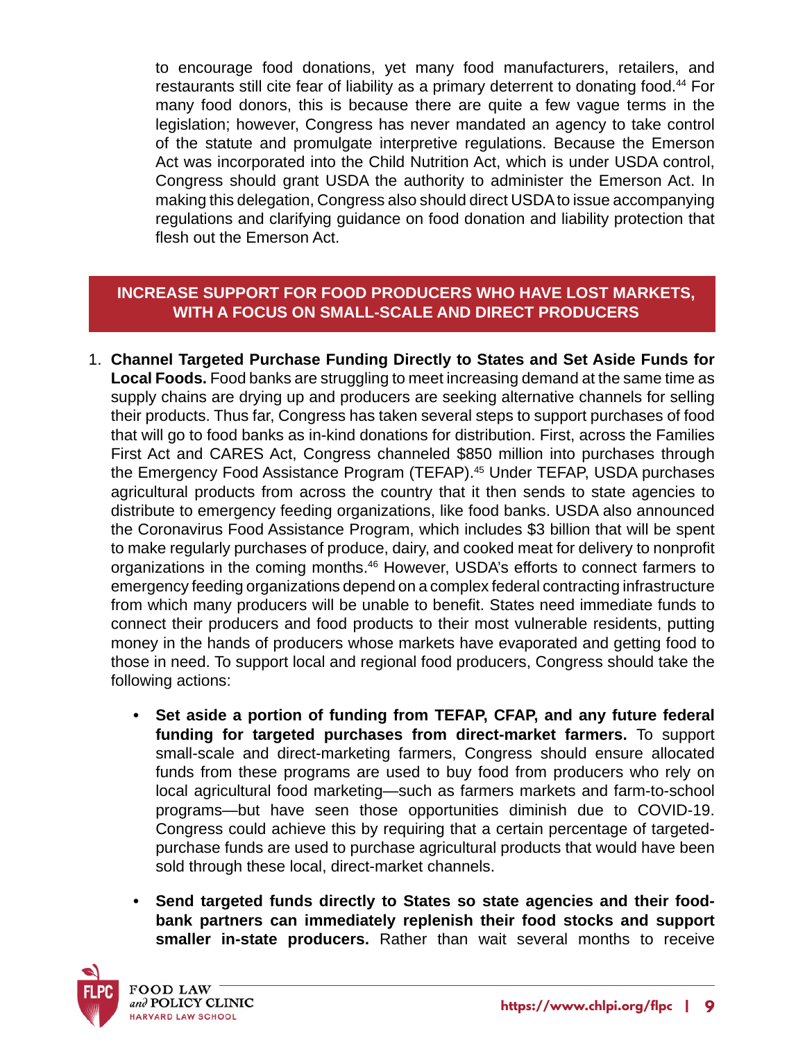to encourage food donations, yet many food manufacturers, retailers, and restaurants still cite fear of liability as a primary deterrent to donating food.[44] For many food donors, this is because there are quite a few vague terms in the legislation; however, Congress has never mandated an agency to take control of the statute and promulgate interpretive regulations. Because the Emerson Act was incorporated into the Child Nutrition Act, which is under USDA control, Congress should grant USDA the authority to administer the Emerson Act. In making this delegation, Congress also should direct USDA to issue accompanying regulations and clarifying guidance on food donation and liability protection that flesh out the Emerson Act.

## INCREASE SUPPORT FOR FOOD PRODUCERS WHO HAVE LOST MARKETS, WITH A FOCUS ON SMALL-SCALE AND DIRECT PRODUCERS

1. **Channel Targeted Purchase Funding Directly to States and Set Aside Funds for Local Foods.** Food banks are struggling to meet increasing demand at the same time as supply chains are drying up and producers are seeking alternative channels for selling their products. Thus far, Congress has taken several steps to support purchases of food that will go to food banks as in-kind donations for distribution. First, across the Families First Act and CARES Act, Congress channeled $850 million into purchases through the Emergency Food Assistance Program (TEFAP).[45] Under TEFAP, USDA purchases agricultural products from across the country that it then sends to state agencies to distribute to emergency feeding organizations, like food banks. USDA also announced the Coronavirus Food Assistance Program, which includes $3 billion that will be spent to make regularly purchases of produce, dairy, and cooked meat for delivery to nonprofit organizations in the coming months.[46] However, USDA's efforts to connect farmers to emergency feeding organizations depend on a complex federal contracting infrastructure from which many producers will be unable to benefit. States need immediate funds to connect their producers and food products to their most vulnerable residents, putting money in the hands of producers whose markets have evaporated and getting food to those in need. To support local and regional food producers, Congress should take the following actions:

   - **Set aside a portion of funding from TEFAP, CFAP, and any future federal funding for targeted purchases from direct-market farmers.** To support small-scale and direct-marketing farmers, Congress should ensure allocated funds from these programs are used to buy food from producers who rely on local agricultural food marketing—such as farmers markets and farm-to-school programs—but have seen those opportunities diminish due to COVID-19. Congress could achieve this by requiring that a certain percentage of targeted-purchase funds are used to purchase agricultural products that would have been sold through these local, direct-market channels.

   - **Send targeted funds directly to States so state agencies and their food-bank partners can immediately replenish their food stocks and support smaller in-state producers.** Rather than wait several months to receive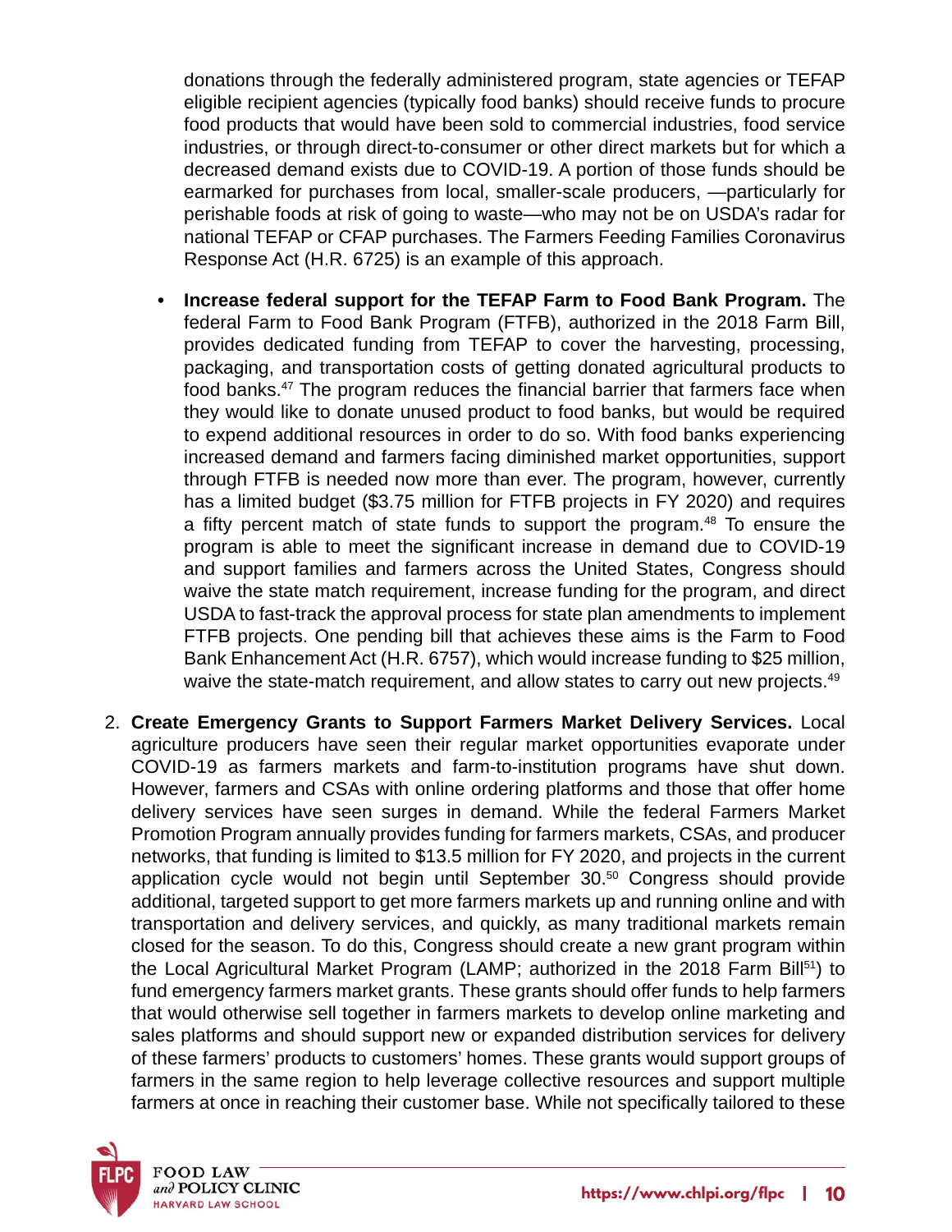donations through the federally administered program, state agencies or TEFAP eligible recipient agencies (typically food banks) should receive funds to procure food products that would have been sold to commercial industries, food service industries, or through direct-to-consumer or other direct markets but for which a decreased demand exists due to COVID-19. A portion of those funds should be earmarked for purchases from local, smaller-scale producers, —particularly for perishable foods at risk of going to waste—who may not be on USDA's radar for national TEFAP or CFAP purchases. The Farmers Feeding Families Coronavirus Response Act (H.R. 6725) is an example of this approach.

- **Increase federal support for the TEFAP Farm to Food Bank Program.** The federal Farm to Food Bank Program (FTFB), authorized in the 2018 Farm Bill, provides dedicated funding from TEFAP to cover the harvesting, processing, packaging, and transportation costs of getting donated agricultural products to food banks.[47] The program reduces the financial barrier that farmers face when they would like to donate unused product to food banks, but would be required to expend additional resources in order to do so. With food banks experiencing increased demand and farmers facing diminished market opportunities, support through FTFB is needed now more than ever. The program, however, currently has a limited budget ($3.75 million for FTFB projects in FY 2020) and requires a fifty percent match of state funds to support the program.[48] To ensure the program is able to meet the significant increase in demand due to COVID-19 and support families and farmers across the United States, Congress should waive the state match requirement, increase funding for the program, and direct USDA to fast-track the approval process for state plan amendments to implement FTFB projects. One pending bill that achieves these aims is the Farm to Food Bank Enhancement Act (H.R. 6757), which would increase funding to $25 million, waive the state-match requirement, and allow states to carry out new projects.[49]

2. **Create Emergency Grants to Support Farmers Market Delivery Services.** Local agriculture producers have seen their regular market opportunities evaporate under COVID-19 as farmers markets and farm-to-institution programs have shut down. However, farmers and CSAs with online ordering platforms and those that offer home delivery services have seen surges in demand. While the federal Farmers Market Promotion Program annually provides funding for farmers markets, CSAs, and producer networks, that funding is limited to $13.5 million for FY 2020, and projects in the current application cycle would not begin until September 30.[50] Congress should provide additional, targeted support to get more farmers markets up and running online and with transportation and delivery services, and quickly, as many traditional markets remain closed for the season. To do this, Congress should create a new grant program within the Local Agricultural Market Program (LAMP; authorized in the 2018 Farm Bill[51]) to fund emergency farmers market grants. These grants should offer funds to help farmers that would otherwise sell together in farmers markets to develop online marketing and sales platforms and should support new or expanded distribution services for delivery of these farmers' products to customers' homes. These grants would support groups of farmers in the same region to help leverage collective resources and support multiple farmers at once in reaching their customer base. While not specifically tailored to these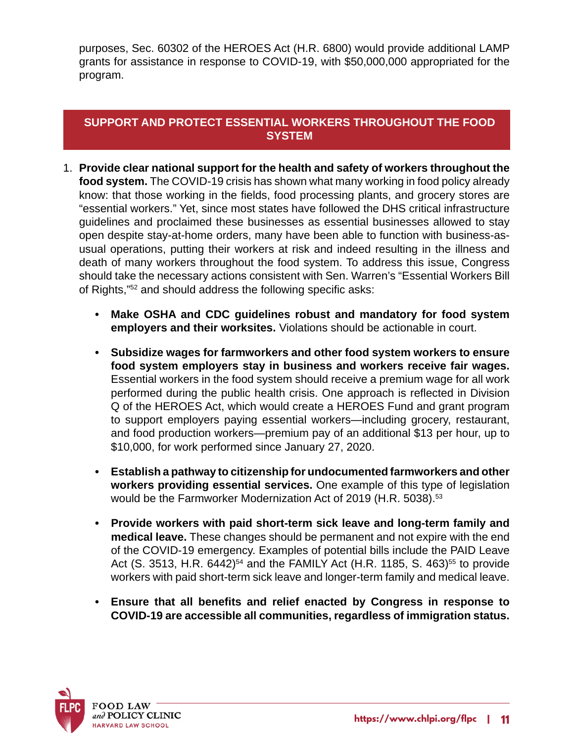purposes, Sec. 60302 of the HEROES Act (H.R. 6800) would provide additional LAMP grants for assistance in response to COVID-19, with $50,000,000 appropriated for the program.

## SUPPORT AND PROTECT ESSENTIAL WORKERS THROUGHOUT THE FOOD SYSTEM

1. **Provide clear national support for the health and safety of workers throughout the food system.** The COVID-19 crisis has shown what many working in food policy already know: that those working in the fields, food processing plants, and grocery stores are "essential workers." Yet, since most states have followed the DHS critical infrastructure guidelines and proclaimed these businesses as essential businesses allowed to stay open despite stay-at-home orders, many have been able to function with business-as-usual operations, putting their workers at risk and indeed resulting in the illness and death of many workers throughout the food system. To address this issue, Congress should take the necessary actions consistent with Sen. Warren's "Essential Workers Bill of Rights,"[52] and should address the following specific asks:

    - **Make OSHA and CDC guidelines robust and mandatory for food system employers and their worksites.** Violations should be actionable in court.

    - **Subsidize wages for farmworkers and other food system workers to ensure food system employers stay in business and workers receive fair wages.** Essential workers in the food system should receive a premium wage for all work performed during the public health crisis. One approach is reflected in Division Q of the HEROES Act, which would create a HEROES Fund and grant program to support employers paying essential workers—including grocery, restaurant, and food production workers—premium pay of an additional $13 per hour, up to $10,000, for work performed since January 27, 2020.

    - **Establish a pathway to citizenship for undocumented farmworkers and other workers providing essential services.** One example of this type of legislation would be the Farmworker Modernization Act of 2019 (H.R. 5038).[53]

    - **Provide workers with paid short-term sick leave and long-term family and medical leave.** These changes should be permanent and not expire with the end of the COVID-19 emergency. Examples of potential bills include the PAID Leave Act (S. 3513, H.R. 6442)[54] and the FAMILY Act (H.R. 1185, S. 463)[55] to provide workers with paid short-term sick leave and longer-term family and medical leave.

    - **Ensure that all benefits and relief enacted by Congress in response to COVID-19 are accessible all communities, regardless of immigration status.**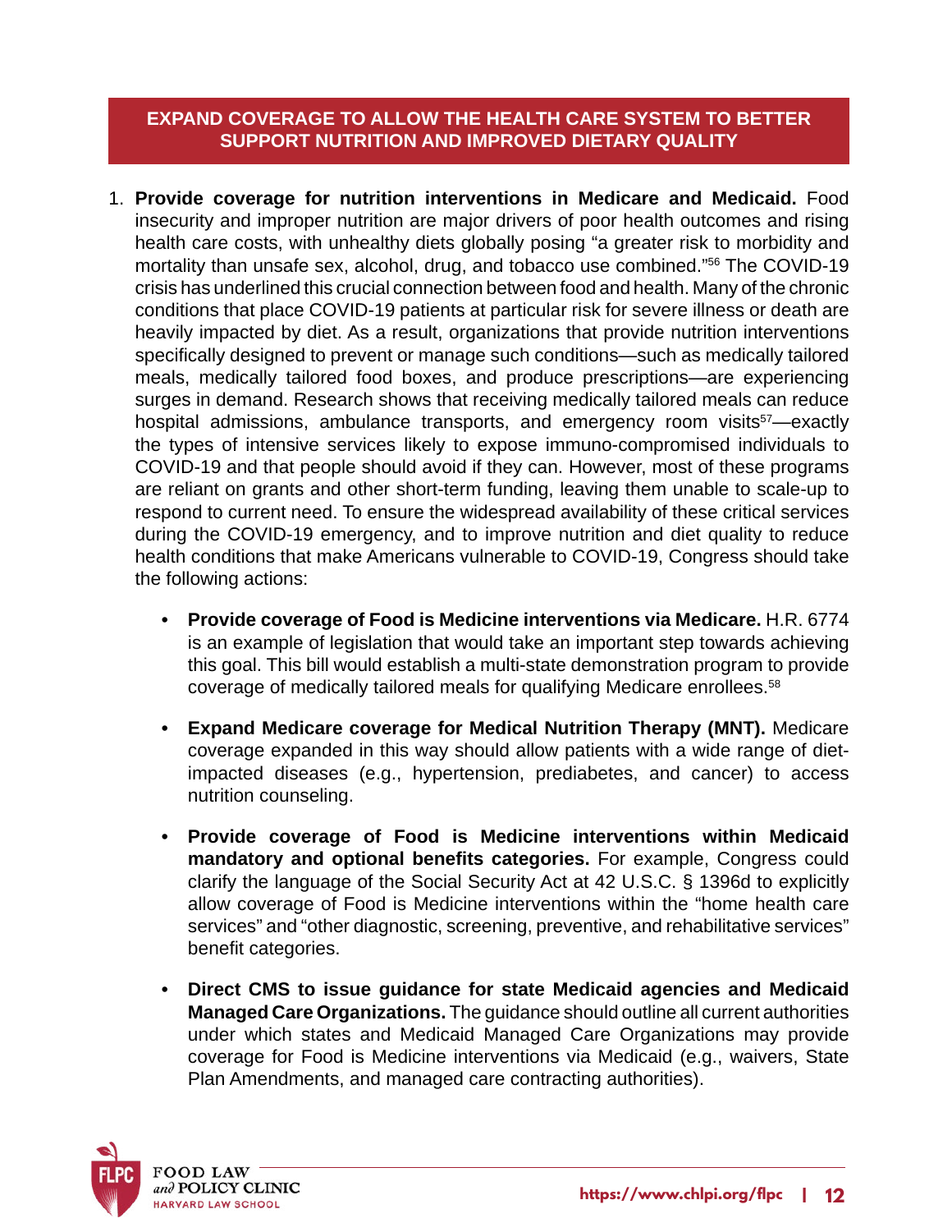## EXPAND COVERAGE TO ALLOW THE HEALTH CARE SYSTEM TO BETTER SUPPORT NUTRITION AND IMPROVED DIETARY QUALITY

1. **Provide coverage for nutrition interventions in Medicare and Medicaid.** Food insecurity and improper nutrition are major drivers of poor health outcomes and rising health care costs, with unhealthy diets globally posing "a greater risk to morbidity and mortality than unsafe sex, alcohol, drug, and tobacco use combined."[56] The COVID-19 crisis has underlined this crucial connection between food and health. Many of the chronic conditions that place COVID-19 patients at particular risk for severe illness or death are heavily impacted by diet. As a result, organizations that provide nutrition interventions specifically designed to prevent or manage such conditions—such as medically tailored meals, medically tailored food boxes, and produce prescriptions—are experiencing surges in demand. Research shows that receiving medically tailored meals can reduce hospital admissions, ambulance transports, and emergency room visits[57]—exactly the types of intensive services likely to expose immuno-compromised individuals to COVID-19 and that people should avoid if they can. However, most of these programs are reliant on grants and other short-term funding, leaving them unable to scale-up to respond to current need. To ensure the widespread availability of these critical services during the COVID-19 emergency, and to improve nutrition and diet quality to reduce health conditions that make Americans vulnerable to COVID-19, Congress should take the following actions:

   - **Provide coverage of Food is Medicine interventions via Medicare.** H.R. 6774 is an example of legislation that would take an important step towards achieving this goal. This bill would establish a multi-state demonstration program to provide coverage of medically tailored meals for qualifying Medicare enrollees.[58]

   - **Expand Medicare coverage for Medical Nutrition Therapy (MNT).** Medicare coverage expanded in this way should allow patients with a wide range of diet-impacted diseases (e.g., hypertension, prediabetes, and cancer) to access nutrition counseling.

   - **Provide coverage of Food is Medicine interventions within Medicaid mandatory and optional benefits categories.** For example, Congress could clarify the language of the Social Security Act at 42 U.S.C. § 1396d to explicitly allow coverage of Food is Medicine interventions within the "home health care services" and "other diagnostic, screening, preventive, and rehabilitative services" benefit categories.

   - **Direct CMS to issue guidance for state Medicaid agencies and Medicaid Managed Care Organizations.** The guidance should outline all current authorities under which states and Medicaid Managed Care Organizations may provide coverage for Food is Medicine interventions via Medicaid (e.g., waivers, State Plan Amendments, and managed care contracting authorities).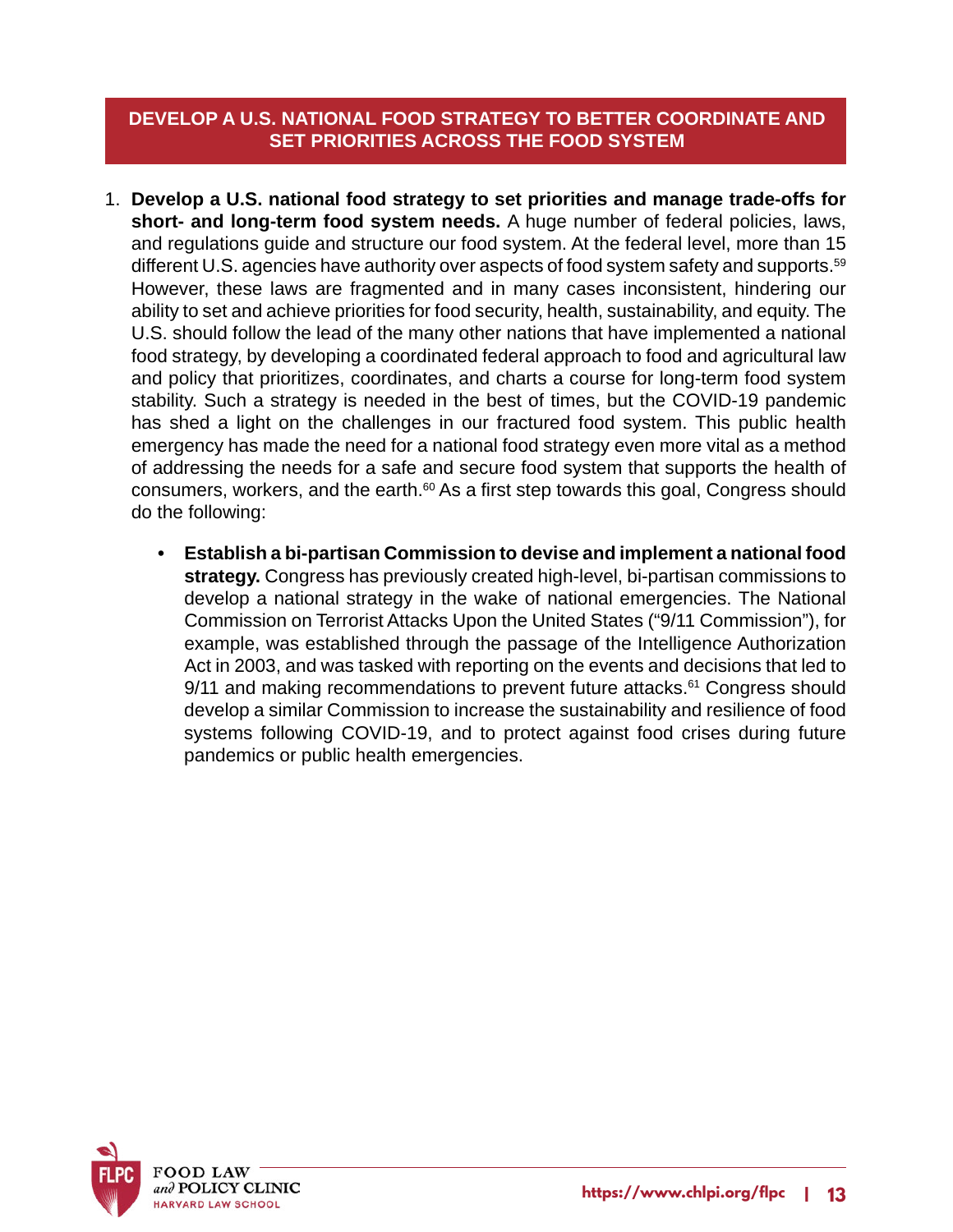## DEVELOP A U.S. NATIONAL FOOD STRATEGY TO BETTER COORDINATE AND SET PRIORITIES ACROSS THE FOOD SYSTEM

1. **Develop a U.S. national food strategy to set priorities and manage trade-offs for short- and long-term food system needs.** A huge number of federal policies, laws, and regulations guide and structure our food system. At the federal level, more than 15 different U.S. agencies have authority over aspects of food system safety and supports.[59] However, these laws are fragmented and in many cases inconsistent, hindering our ability to set and achieve priorities for food security, health, sustainability, and equity. The U.S. should follow the lead of the many other nations that have implemented a national food strategy, by developing a coordinated federal approach to food and agricultural law and policy that prioritizes, coordinates, and charts a course for long-term food system stability. Such a strategy is needed in the best of times, but the COVID-19 pandemic has shed a light on the challenges in our fractured food system. This public health emergency has made the need for a national food strategy even more vital as a method of addressing the needs for a safe and secure food system that supports the health of consumers, workers, and the earth.[60] As a first step towards this goal, Congress should do the following:

   - **Establish a bi-partisan Commission to devise and implement a national food strategy.** Congress has previously created high-level, bi-partisan commissions to develop a national strategy in the wake of national emergencies. The National Commission on Terrorist Attacks Upon the United States ("9/11 Commission"), for example, was established through the passage of the Intelligence Authorization Act in 2003, and was tasked with reporting on the events and decisions that led to 9/11 and making recommendations to prevent future attacks.[61] Congress should develop a similar Commission to increase the sustainability and resilience of food systems following COVID-19, and to protect against food crises during future pandemics or public health emergencies.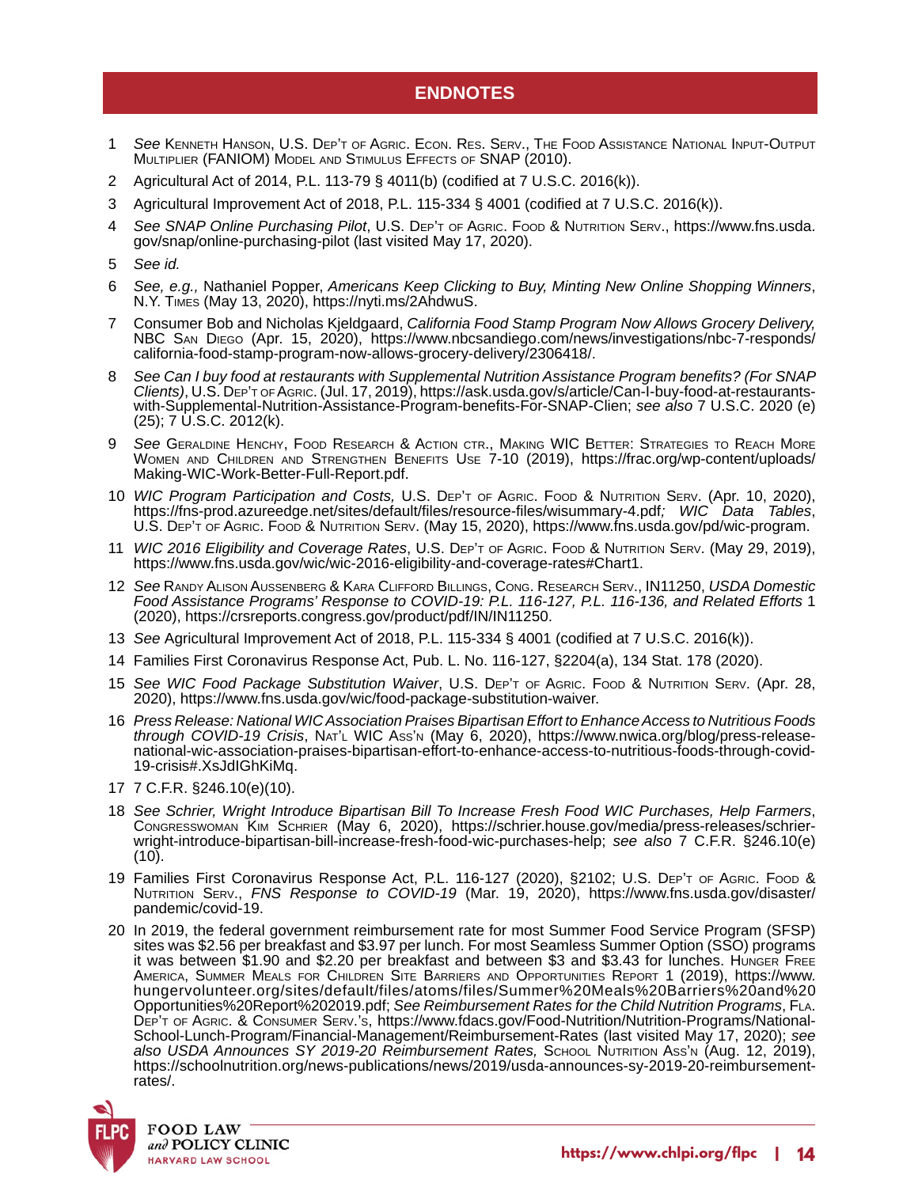## ENDNOTES

1. *See* Kenneth Hanson, U.S. Dep't of Agric. Econ. Res. Serv., The Food Assistance National Input-Output Multiplier (FANIOM) Model and Stimulus Effects of SNAP (2010).
2. Agricultural Act of 2014, P.L. 113-79 § 4011(b) (codified at 7 U.S.C. 2016(k)).
3. Agricultural Improvement Act of 2018, P.L. 115-334 § 4001 (codified at 7 U.S.C. 2016(k)).
4. *See SNAP Online Purchasing Pilot*, U.S. Dep't of Agric. Food & Nutrition Serv., https://www.fns.usda.gov/snap/online-purchasing-pilot (last visited May 17, 2020).
5. *See id.*
6. *See, e.g.,* Nathaniel Popper, *Americans Keep Clicking to Buy, Minting New Online Shopping Winners*, N.Y. Times (May 13, 2020), https://nyti.ms/2AhdwuS.
7. Consumer Bob and Nicholas Kjeldgaard, *California Food Stamp Program Now Allows Grocery Delivery,* NBC San Diego (Apr. 15, 2020), https://www.nbcsandiego.com/news/investigations/nbc-7-responds/california-food-stamp-program-now-allows-grocery-delivery/2306418/.
8. *See Can I buy food at restaurants with Supplemental Nutrition Assistance Program benefits? (For SNAP Clients)*, U.S. Dep't of Agric. (Jul. 17, 2019), https://ask.usda.gov/s/article/Can-I-buy-food-at-restaurants-with-Supplemental-Nutrition-Assistance-Program-benefits-For-SNAP-Clien; *see also* 7 U.S.C. 2020 (e)(25); 7 U.S.C. 2012(k).
9. *See* Geraldine Henchy, Food Research & Action ctr., Making WIC Better: Strategies to Reach More Women and Children and Strengthen Benefits Use 7-10 (2019), https://frac.org/wp-content/uploads/Making-WIC-Work-Better-Full-Report.pdf.
10. *WIC Program Participation and Costs,* U.S. Dep't of Agric. Food & Nutrition Serv. (Apr. 10, 2020), https://fns-prod.azureedge.net/sites/default/files/resource-files/wisummary-4.pdf*; WIC Data Tables*, U.S. Dep't of Agric. Food & Nutrition Serv. (May 15, 2020), https://www.fns.usda.gov/pd/wic-program.
11. *WIC 2016 Eligibility and Coverage Rates*, U.S. Dep't of Agric. Food & Nutrition Serv. (May 29, 2019), https://www.fns.usda.gov/wic/wic-2016-eligibility-and-coverage-rates#Chart1.
12. *See* Randy Alison Aussenberg & Kara Clifford Billings, Cong. Research Serv., IN11250, *USDA Domestic Food Assistance Programs' Response to COVID-19: P.L. 116-127, P.L. 116-136, and Related Efforts* 1 (2020), https://crsreports.congress.gov/product/pdf/IN/IN11250.
13. *See* Agricultural Improvement Act of 2018, P.L. 115-334 § 4001 (codified at 7 U.S.C. 2016(k)).
14. Families First Coronavirus Response Act, Pub. L. No. 116-127, §2204(a), 134 Stat. 178 (2020).
15. *See WIC Food Package Substitution Waiver*, U.S. Dep't of Agric. Food & Nutrition Serv. (Apr. 28, 2020), https://www.fns.usda.gov/wic/food-package-substitution-waiver.
16. *Press Release: National WIC Association Praises Bipartisan Effort to Enhance Access to Nutritious Foods through COVID-19 Crisis*, Nat'l WIC Ass'n (May 6, 2020), https://www.nwica.org/blog/press-release-national-wic-association-praises-bipartisan-effort-to-enhance-access-to-nutritious-foods-through-covid-19-crisis#.XsJdIGhKiMq.
17. 7 C.F.R. §246.10(e)(10).
18. *See Schrier, Wright Introduce Bipartisan Bill To Increase Fresh Food WIC Purchases, Help Farmers*, Congresswoman Kim Schrier (May 6, 2020), https://schrier.house.gov/media/press-releases/schrier-wright-introduce-bipartisan-bill-increase-fresh-food-wic-purchases-help; *see also* 7 C.F.R. §246.10(e)(10).
19. Families First Coronavirus Response Act, P.L. 116-127 (2020), §2102; U.S. Dep't of Agric. Food & Nutrition Serv., *FNS Response to COVID-19* (Mar. 19, 2020), https://www.fns.usda.gov/disaster/pandemic/covid-19.
20. In 2019, the federal government reimbursement rate for most Summer Food Service Program (SFSP) sites was $2.56 per breakfast and $3.97 per lunch. For most Seamless Summer Option (SSO) programs it was between $1.90 and $2.20 per breakfast and between $3 and $3.43 for lunches. Hunger Free America, Summer Meals for Children Site Barriers and Opportunities Report 1 (2019), https://www.hungervolunteer.org/sites/default/files/atoms/files/Summer%20Meals%20Barriers%20and%20Opportunities%20Report%202019.pdf; *See Reimbursement Rates for the Child Nutrition Programs*, Fla. Dep't of Agric. & Consumer Serv.'s, https://www.fdacs.gov/Food-Nutrition/Nutrition-Programs/National-School-Lunch-Program/Financial-Management/Reimbursement-Rates (last visited May 17, 2020); *see also USDA Announces SY 2019-20 Reimbursement Rates,* School Nutrition Ass'n (Aug. 12, 2019), https://schoolnutrition.org/news-publications/news/2019/usda-announces-sy-2019-20-reimbursement-rates/.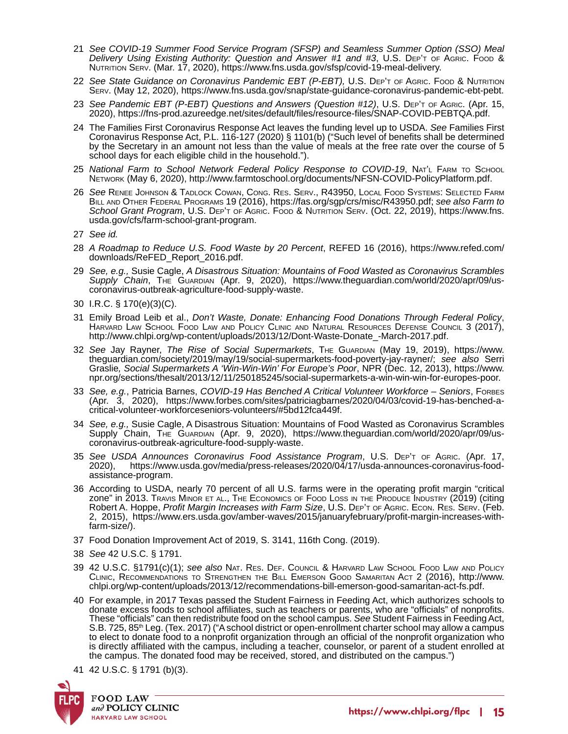21 *See COVID-19 Summer Food Service Program (SFSP) and Seamless Summer Option (SSO) Meal Delivery Using Existing Authority: Question and Answer #1 and #3*, U.S. Dep't of Agric. Food & Nutrition Serv. (Mar. 17, 2020), https://www.fns.usda.gov/sfsp/covid-19-meal-delivery.

22 *See State Guidance on Coronavirus Pandemic EBT (P-EBT),* U.S. Dep't of Agric. Food & Nutrition Serv. (May 12, 2020), https://www.fns.usda.gov/snap/state-guidance-coronavirus-pandemic-ebt-pebt.

23 *See Pandemic EBT (P-EBT) Questions and Answers (Question #12)*, U.S. Dep't of Agric. (Apr. 15, 2020), https://fns-prod.azureedge.net/sites/default/files/resource-files/SNAP-COVID-PEBTQA.pdf.

24 The Families First Coronavirus Response Act leaves the funding level up to USDA. *See* Families First Coronavirus Response Act, P.L. 116-127 (2020) § 1101(b) ("Such level of benefits shall be determined by the Secretary in an amount not less than the value of meals at the free rate over the course of 5 school days for each eligible child in the household.").

25 *National Farm to School Network Federal Policy Response to COVID-19*, Nat'l Farm to School Network (May 6, 2020), http://www.farmtoschool.org/documents/NFSN-COVID-PolicyPlatform.pdf.

26 *See* Renee Johnson & Tadlock Cowan, Cong. Res. Serv., R43950, Local Food Systems: Selected Farm Bill and Other Federal Programs 19 (2016), https://fas.org/sgp/crs/misc/R43950.pdf; *see also Farm to School Grant Program*, U.S. Dep't of Agric. Food & Nutrition Serv. (Oct. 22, 2019), https://www.fns.usda.gov/cfs/farm-school-grant-program.

27 *See id.*

28 *A Roadmap to Reduce U.S. Food Waste by 20 Percent*, REFED 16 (2016), https://www.refed.com/downloads/ReFED_Report_2016.pdf.

29 *See, e.g.,* Susie Cagle, *A Disastrous Situation: Mountains of Food Wasted as Coronavirus Scrambles Supply Chain*, The Guardian (Apr. 9, 2020), https://www.theguardian.com/world/2020/apr/09/us-coronavirus-outbreak-agriculture-food-supply-waste.

30 I.R.C. § 170(e)(3)(C).

31 Emily Broad Leib et al., *Don't Waste, Donate: Enhancing Food Donations Through Federal Policy*, Harvard Law School Food Law and Policy Clinic and Natural Resources Defense Council 3 (2017), http://www.chlpi.org/wp-content/uploads/2013/12/Dont-Waste-Donate_-March-2017.pdf.

32 *See* Jay Rayner, *The Rise of Social Supermarkets*, The Guardian (May 19, 2019), https://www.theguardian.com/society/2019/may/19/social-supermarkets-food-poverty-jay-rayner/; *see also* Serri Graslie*, Social Supermarkets A 'Win-Win-Win' For Europe's Poor*, NPR (Dec. 12, 2013), https://www.npr.org/sections/thesalt/2013/12/11/250185245/social-supermarkets-a-win-win-win-for-europes-poor.

33 *See, e.g.*, Patricia Barnes, *COVID-19 Has Benched A Critical Volunteer Workforce – Seniors*, Forbes (Apr. 3, 2020), https://www.forbes.com/sites/patriciagbarnes/2020/04/03/covid-19-has-benched-a-critical-volunteer-workforceseniors-volunteers/#5bd12fca449f.

34 *See, e.g.,* Susie Cagle, A Disastrous Situation: Mountains of Food Wasted as Coronavirus Scrambles Supply Chain, The Guardian (Apr. 9, 2020), https://www.theguardian.com/world/2020/apr/09/us-coronavirus-outbreak-agriculture-food-supply-waste.

35 *See USDA Announces Coronavirus Food Assistance Program*, U.S. Dep't of Agric. (Apr. 17, 2020), https://www.usda.gov/media/press-releases/2020/04/17/usda-announces-coronavirus-food-assistance-program.

36 According to USDA, nearly 70 percent of all U.S. farms were in the operating profit margin "critical zone" in 2013. Travis Minor et al., The Economics of Food Loss in the Produce Industry (2019) (citing Robert A. Hoppe, *Profit Margin Increases with Farm Size*, U.S. Dep't of Agric. Econ. Res. Serv. (Feb. 2, 2015), https://www.ers.usda.gov/amber-waves/2015/januaryfebruary/profit-margin-increases-with-farm-size/).

37 Food Donation Improvement Act of 2019, S. 3141, 116th Cong. (2019).

38 *See* 42 U.S.C. § 1791.

39 42 U.S.C. §1791(c)(1); *see also* Nat. Res. Def. Council & Harvard Law School Food Law and Policy Clinic, Recommendations to Strengthen the Bill Emerson Good Samaritan Act 2 (2016), http://www.chlpi.org/wp-content/uploads/2013/12/recommendations-bill-emerson-good-samaritan-act-fs.pdf.

40 For example, in 2017 Texas passed the Student Fairness in Feeding Act, which authorizes schools to donate excess foods to school affiliates, such as teachers or parents, who are "officials" of nonprofits. These "officials" can then redistribute food on the school campus. *See* Student Fairness in Feeding Act, S.B. 725, 85th Leg. (Tex. 2017) ("A school district or open-enrollment charter school may allow a campus to elect to donate food to a nonprofit organization through an official of the nonprofit organization who is directly affiliated with the campus, including a teacher, counselor, or parent of a student enrolled at the campus. The donated food may be received, stored, and distributed on the campus.")

41 42 U.S.C. § 1791 (b)(3).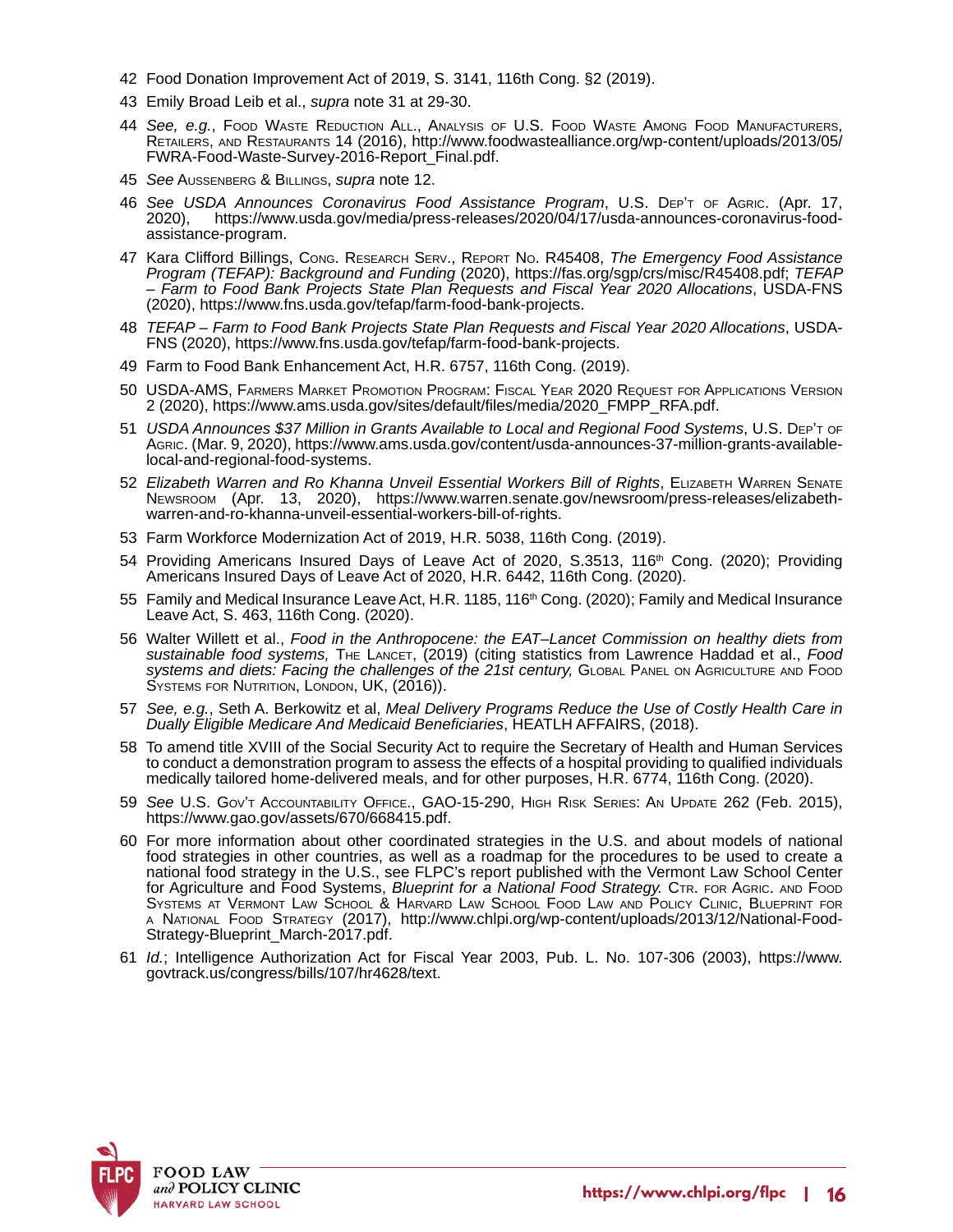42 Food Donation Improvement Act of 2019, S. 3141, 116th Cong. §2 (2019).

43 Emily Broad Leib et al., *supra* note 31 at 29-30.

44 *See, e.g.*, Food Waste Reduction All., Analysis of U.S. Food Waste Among Food Manufacturers, Retailers, and Restaurants 14 (2016), http://www.foodwastealliance.org/wp-content/uploads/2013/05/FWRA-Food-Waste-Survey-2016-Report_Final.pdf.

45 *See* Aussenberg & Billings, *supra* note 12.

46 *See USDA Announces Coronavirus Food Assistance Program*, U.S. Dep't of Agric. (Apr. 17, 2020), https://www.usda.gov/media/press-releases/2020/04/17/usda-announces-coronavirus-food-assistance-program.

47 Kara Clifford Billings, Cong. Research Serv., Report No. R45408, *The Emergency Food Assistance Program (TEFAP): Background and Funding* (2020), https://fas.org/sgp/crs/misc/R45408.pdf; *TEFAP – Farm to Food Bank Projects State Plan Requests and Fiscal Year 2020 Allocations*, USDA-FNS (2020), https://www.fns.usda.gov/tefap/farm-food-bank-projects.

48 *TEFAP – Farm to Food Bank Projects State Plan Requests and Fiscal Year 2020 Allocations*, USDA-FNS (2020), https://www.fns.usda.gov/tefap/farm-food-bank-projects.

49 Farm to Food Bank Enhancement Act, H.R. 6757, 116th Cong. (2019).

50 USDA-AMS, Farmers Market Promotion Program: Fiscal Year 2020 Request for Applications Version 2 (2020), https://www.ams.usda.gov/sites/default/files/media/2020_FMPP_RFA.pdf.

51 *USDA Announces $37 Million in Grants Available to Local and Regional Food Systems*, U.S. Dep't of Agric. (Mar. 9, 2020), https://www.ams.usda.gov/content/usda-announces-37-million-grants-available-local-and-regional-food-systems.

52 *Elizabeth Warren and Ro Khanna Unveil Essential Workers Bill of Rights*, Elizabeth Warren Senate Newsroom (Apr. 13, 2020), https://www.warren.senate.gov/newsroom/press-releases/elizabeth-warren-and-ro-khanna-unveil-essential-workers-bill-of-rights.

53 Farm Workforce Modernization Act of 2019, H.R. 5038, 116th Cong. (2019).

54 Providing Americans Insured Days of Leave Act of 2020, S.3513, 116th Cong. (2020); Providing Americans Insured Days of Leave Act of 2020, H.R. 6442, 116th Cong. (2020).

55 Family and Medical Insurance Leave Act, H.R. 1185, 116th Cong. (2020); Family and Medical Insurance Leave Act, S. 463, 116th Cong. (2020).

56 Walter Willett et al., *Food in the Anthropocene: the EAT–Lancet Commission on healthy diets from sustainable food systems,* The Lancet, (2019) (citing statistics from Lawrence Haddad et al., *Food systems and diets: Facing the challenges of the 21st century,* Global Panel on Agriculture and Food Systems for Nutrition, London, UK, (2016)).

57 *See, e.g.*, Seth A. Berkowitz et al, *Meal Delivery Programs Reduce the Use of Costly Health Care in Dually Eligible Medicare And Medicaid Beneficiaries*, HEATLH AFFAIRS, (2018).

58 To amend title XVIII of the Social Security Act to require the Secretary of Health and Human Services to conduct a demonstration program to assess the effects of a hospital providing to qualified individuals medically tailored home-delivered meals, and for other purposes, H.R. 6774, 116th Cong. (2020).

59 *See* U.S. Gov't Accountability Office., GAO-15-290, High Risk Series: An Update 262 (Feb. 2015), https://www.gao.gov/assets/670/668415.pdf.

60 For more information about other coordinated strategies in the U.S. and about models of national food strategies in other countries, as well as a roadmap for the procedures to be used to create a national food strategy in the U.S., see FLPC's report published with the Vermont Law School Center for Agriculture and Food Systems, *Blueprint for a National Food Strategy.* Ctr. for Agric. and Food Systems at Vermont Law School & Harvard Law School Food Law and Policy Clinic, Blueprint for a National Food Strategy (2017), http://www.chlpi.org/wp-content/uploads/2013/12/National-Food-Strategy-Blueprint_March-2017.pdf.

61 *Id.*; Intelligence Authorization Act for Fiscal Year 2003, Pub. L. No. 107-306 (2003), https://www.govtrack.us/congress/bills/107/hr4628/text.